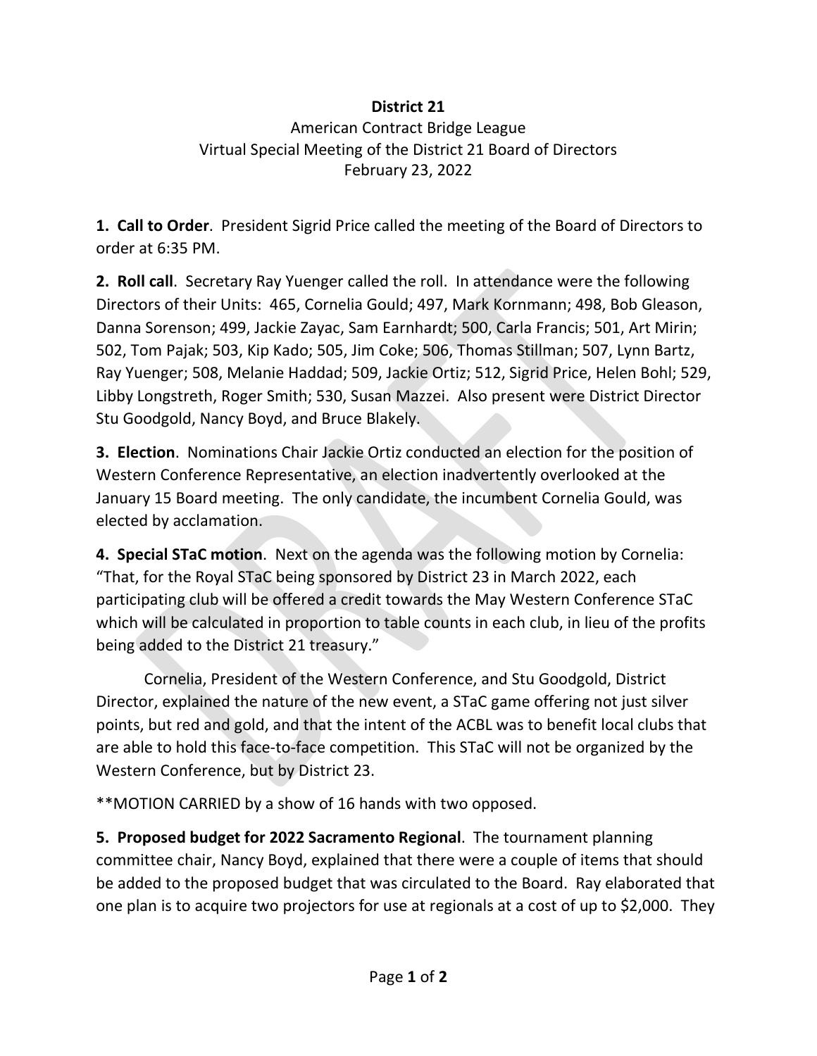**District 21**

American Contract Bridge League
Virtual Special Meeting of the District 21 Board of Directors
February 23, 2022

**1. Call to Order**. President Sigrid Price called the meeting of the Board of Directors to order at 6:35 PM.

**2. Roll call**. Secretary Ray Yuenger called the roll. In attendance were the following Directors of their Units: 465, Cornelia Gould; 497, Mark Kornmann; 498, Bob Gleason, Danna Sorenson; 499, Jackie Zayac, Sam Earnhardt; 500, Carla Francis; 501, Art Mirin; 502, Tom Pajak; 503, Kip Kado; 505, Jim Coke; 506, Thomas Stillman; 507, Lynn Bartz, Ray Yuenger; 508, Melanie Haddad; 509, Jackie Ortiz; 512, Sigrid Price, Helen Bohl; 529, Libby Longstreth, Roger Smith; 530, Susan Mazzei. Also present were District Director Stu Goodgold, Nancy Boyd, and Bruce Blakely.

**3. Election**. Nominations Chair Jackie Ortiz conducted an election for the position of Western Conference Representative, an election inadvertently overlooked at the January 15 Board meeting. The only candidate, the incumbent Cornelia Gould, was elected by acclamation.

**4. Special STaC motion**. Next on the agenda was the following motion by Cornelia: "That, for the Royal STaC being sponsored by District 23 in March 2022, each participating club will be offered a credit towards the May Western Conference STaC which will be calculated in proportion to table counts in each club, in lieu of the profits being added to the District 21 treasury."

Cornelia, President of the Western Conference, and Stu Goodgold, District Director, explained the nature of the new event, a STaC game offering not just silver points, but red and gold, and that the intent of the ACBL was to benefit local clubs that are able to hold this face-to-face competition. This STaC will not be organized by the Western Conference, but by District 23.

**MOTION CARRIED by a show of 16 hands with two opposed.

**5. Proposed budget for 2022 Sacramento Regional**. The tournament planning committee chair, Nancy Boyd, explained that there were a couple of items that should be added to the proposed budget that was circulated to the Board. Ray elaborated that one plan is to acquire two projectors for use at regionals at a cost of up to $2,000. They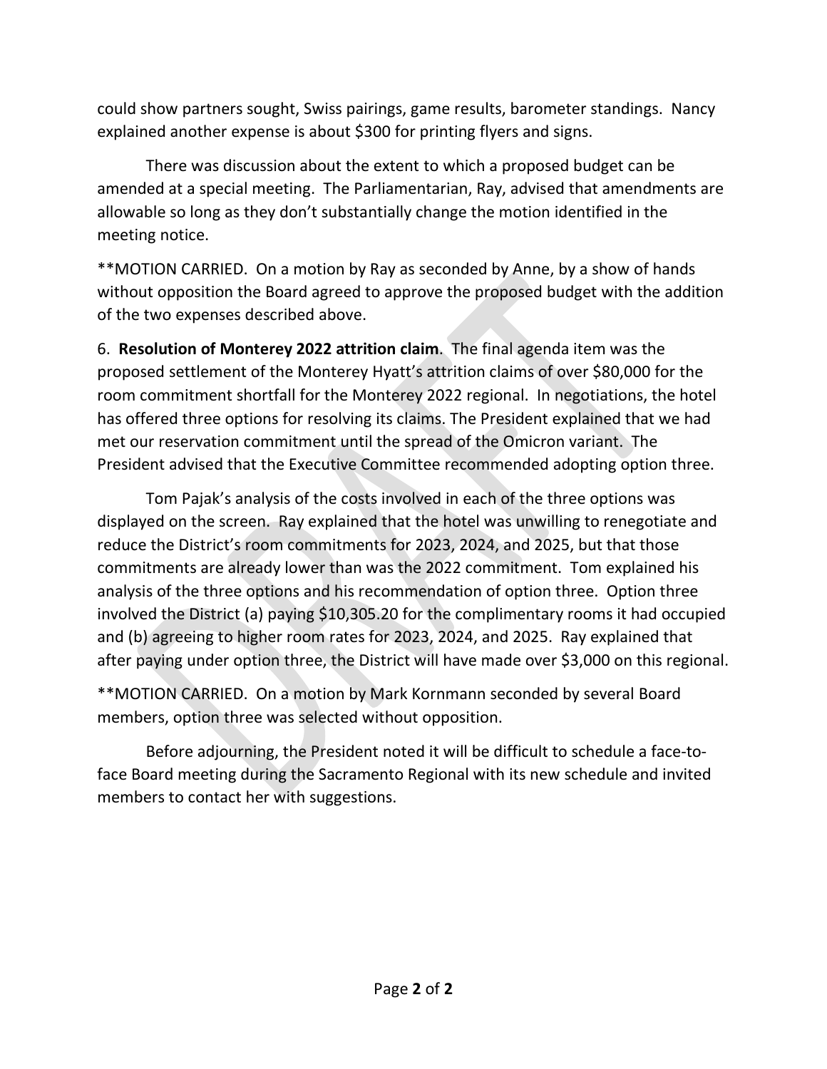could show partners sought, Swiss pairings, game results, barometer standings. Nancy explained another expense is about $300 for printing flyers and signs.

There was discussion about the extent to which a proposed budget can be amended at a special meeting. The Parliamentarian, Ray, advised that amendments are allowable so long as they don't substantially change the motion identified in the meeting notice.

**MOTION CARRIED. On a motion by Ray as seconded by Anne, by a show of hands without opposition the Board agreed to approve the proposed budget with the addition of the two expenses described above.

6. **Resolution of Monterey 2022 attrition claim**. The final agenda item was the proposed settlement of the Monterey Hyatt's attrition claims of over $80,000 for the room commitment shortfall for the Monterey 2022 regional. In negotiations, the hotel has offered three options for resolving its claims. The President explained that we had met our reservation commitment until the spread of the Omicron variant. The President advised that the Executive Committee recommended adopting option three.

Tom Pajak's analysis of the costs involved in each of the three options was displayed on the screen. Ray explained that the hotel was unwilling to renegotiate and reduce the District's room commitments for 2023, 2024, and 2025, but that those commitments are already lower than was the 2022 commitment. Tom explained his analysis of the three options and his recommendation of option three. Option three involved the District (a) paying $10,305.20 for the complimentary rooms it had occupied and (b) agreeing to higher room rates for 2023, 2024, and 2025. Ray explained that after paying under option three, the District will have made over $3,000 on this regional.

**MOTION CARRIED. On a motion by Mark Kornmann seconded by several Board members, option three was selected without opposition.

Before adjourning, the President noted it will be difficult to schedule a face-to-face Board meeting during the Sacramento Regional with its new schedule and invited members to contact her with suggestions.